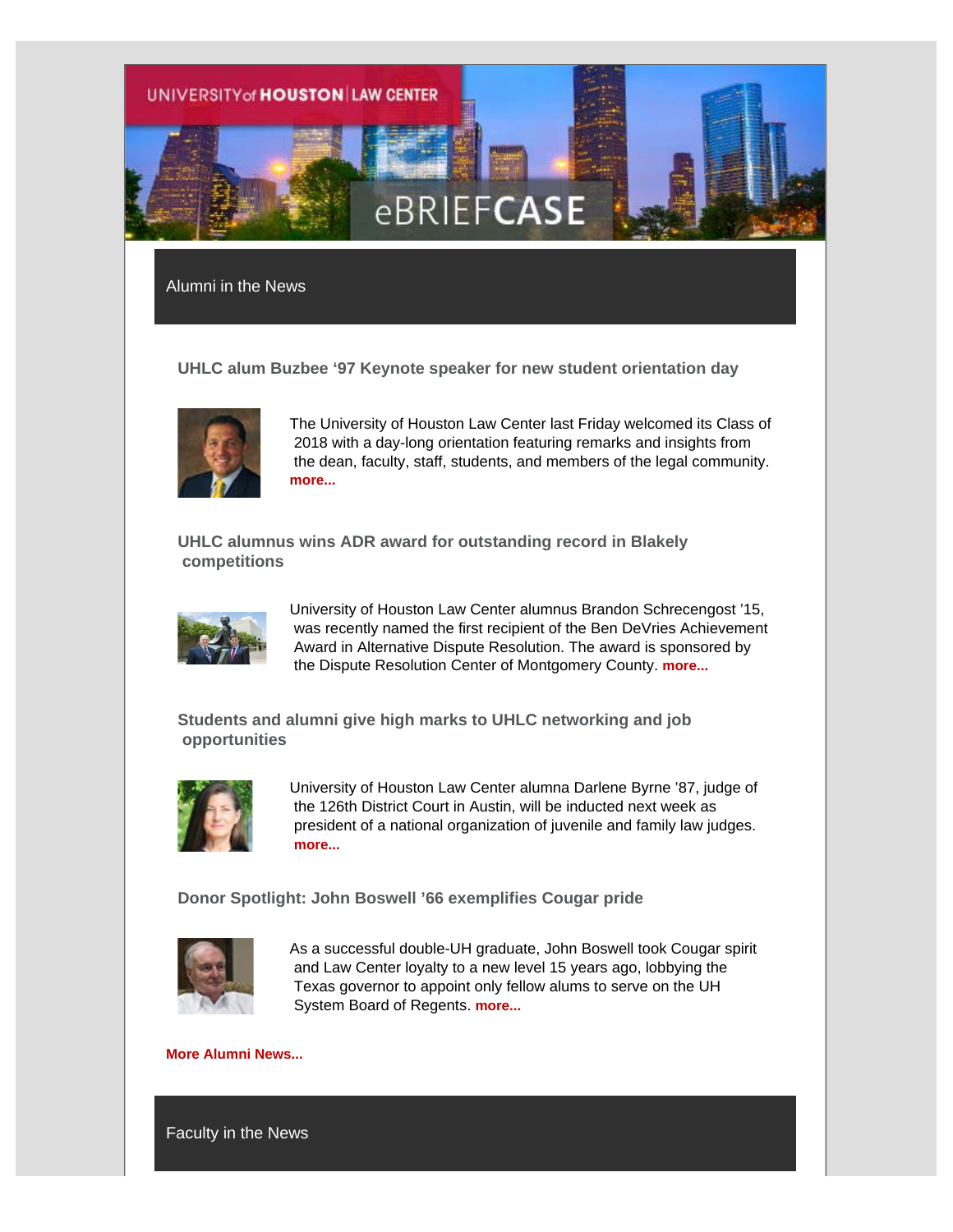UNIVERSITY of HOUSTON | LAW CENTER

eBRIEFCASE

## Alumni in the News

### UHLC alum Buzbee '97 Keynote speaker for new student orientation day

The University of Houston Law Center last Friday welcomed its Class of 2018 with a day-long orientation featuring remarks and insights from the dean, faculty, staff, students, and members of the legal community. **more...**

### UHLC alumnus wins ADR award for outstanding record in Blakely competitions

University of Houston Law Center alumnus Brandon Schrecengost '15, was recently named the first recipient of the Ben DeVries Achievement Award in Alternative Dispute Resolution. The award is sponsored by the Dispute Resolution Center of Montgomery County. **more...**

### Students and alumni give high marks to UHLC networking and job opportunities

University of Houston Law Center alumna Darlene Byrne '87, judge of the 126th District Court in Austin, will be inducted next week as president of a national organization of juvenile and family law judges. **more...**

### Donor Spotlight: John Boswell '66 exemplifies Cougar pride

As a successful double-UH graduate, John Boswell took Cougar spirit and Law Center loyalty to a new level 15 years ago, lobbying the Texas governor to appoint only fellow alums to serve on the UH System Board of Regents. **more...**

**More Alumni News...**

## Faculty in the News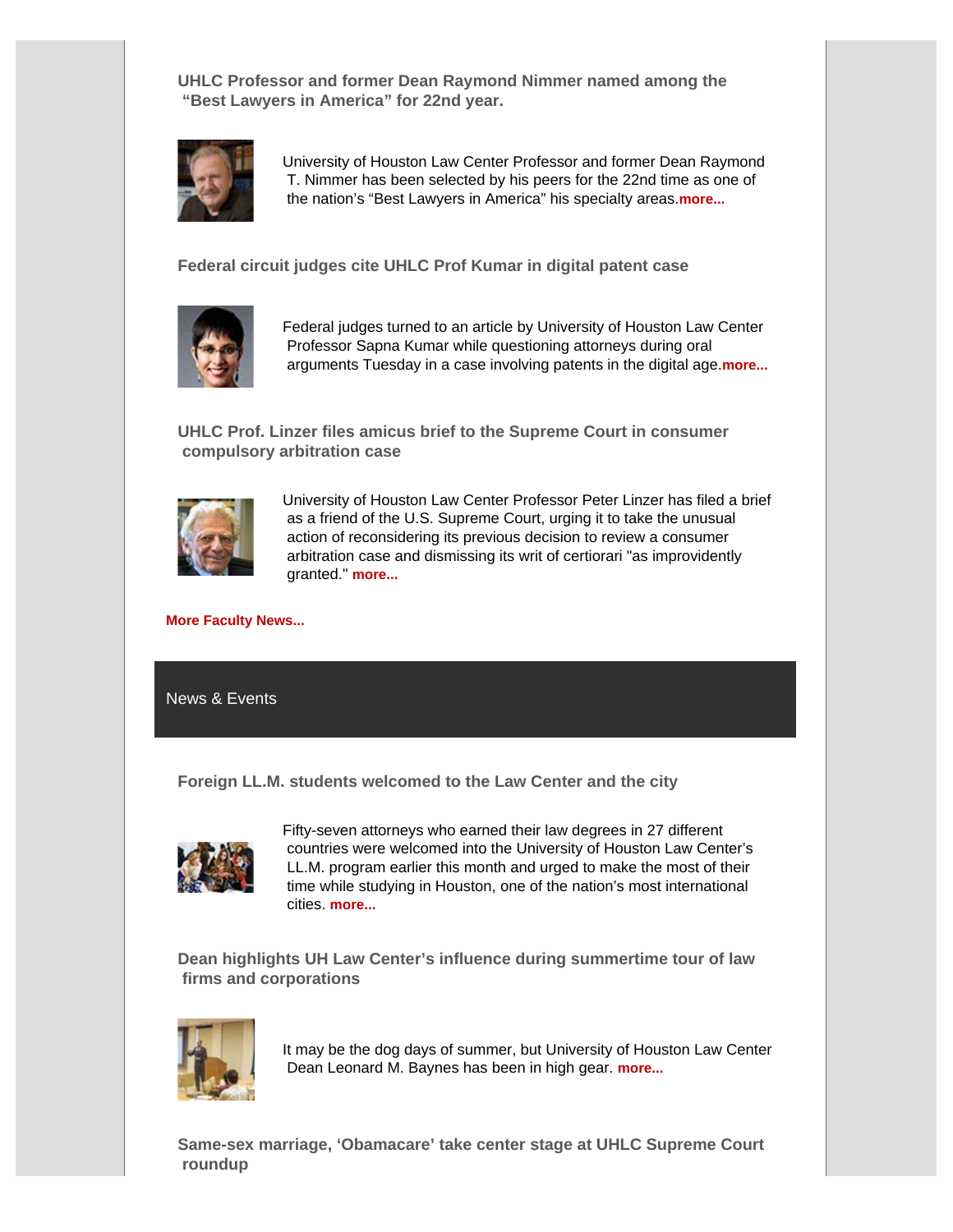### UHLC Professor and former Dean Raymond Nimmer named among the "Best Lawyers in America" for 22nd year.

University of Houston Law Center Professor and former Dean Raymond T. Nimmer has been selected by his peers for the 22nd time as one of the nation's "Best Lawyers in America" his specialty areas. **more...**

### Federal circuit judges cite UHLC Prof Kumar in digital patent case

Federal judges turned to an article by University of Houston Law Center Professor Sapna Kumar while questioning attorneys during oral arguments Tuesday in a case involving patents in the digital age. **more...**

### UHLC Prof. Linzer files amicus brief to the Supreme Court in consumer compulsory arbitration case

University of Houston Law Center Professor Peter Linzer has filed a brief as a friend of the U.S. Supreme Court, urging it to take the unusual action of reconsidering its previous decision to review a consumer arbitration case and dismissing its writ of certiorari "as improvidently granted." **more...**

**More Faculty News...**

## News & Events

### Foreign LL.M. students welcomed to the Law Center and the city

Fifty-seven attorneys who earned their law degrees in 27 different countries were welcomed into the University of Houston Law Center's LL.M. program earlier this month and urged to make the most of their time while studying in Houston, one of the nation's most international cities. **more...**

### Dean highlights UH Law Center's influence during summertime tour of law firms and corporations

It may be the dog days of summer, but University of Houston Law Center Dean Leonard M. Baynes has been in high gear. **more...**

### Same-sex marriage, 'Obamacare' take center stage at UHLC Supreme Court roundup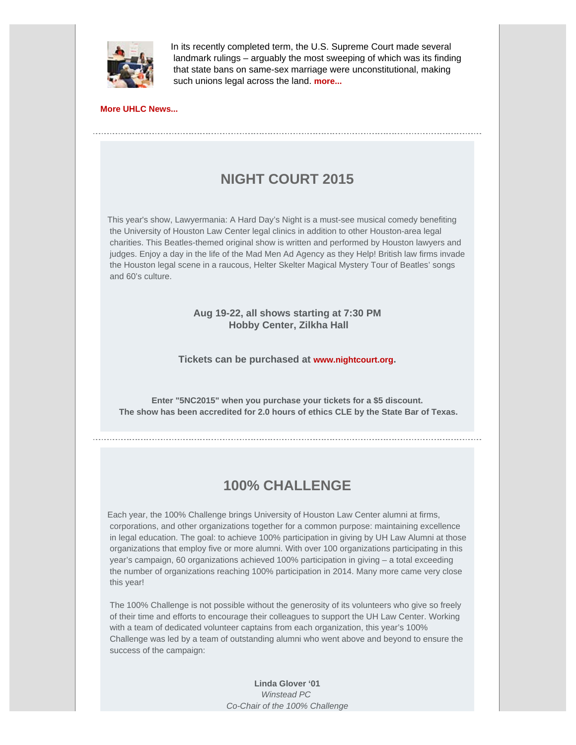In its recently completed term, the U.S. Supreme Court made several landmark rulings – arguably the most sweeping of which was its finding that state bans on same-sex marriage were unconstitutional, making such unions legal across the land. **more...**

**More UHLC News...**

---

## NIGHT COURT 2015

This year's show, Lawyermania: A Hard Day's Night is a must-see musical comedy benefiting the University of Houston Law Center legal clinics in addition to other Houston-area legal charities. This Beatles-themed original show is written and performed by Houston lawyers and judges. Enjoy a day in the life of the Mad Men Ad Agency as they Help! British law firms invade the Houston legal scene in a raucous, Helter Skelter Magical Mystery Tour of Beatles' songs and 60's culture.

**Aug 19-22, all shows starting at 7:30 PM**
**Hobby Center, Zilkha Hall**

**Tickets can be purchased at www.nightcourt.org.**

**Enter "5NC2015" when you purchase your tickets for a $5 discount.**
**The show has been accredited for 2.0 hours of ethics CLE by the State Bar of Texas.**

---

## 100% CHALLENGE

Each year, the 100% Challenge brings University of Houston Law Center alumni at firms, corporations, and other organizations together for a common purpose: maintaining excellence in legal education. The goal: to achieve 100% participation in giving by UH Law Alumni at those organizations that employ five or more alumni. With over 100 organizations participating in this year's campaign, 60 organizations achieved 100% participation in giving – a total exceeding the number of organizations reaching 100% participation in 2014. Many more came very close this year!

The 100% Challenge is not possible without the generosity of its volunteers who give so freely of their time and efforts to encourage their colleagues to support the UH Law Center. Working with a team of dedicated volunteer captains from each organization, this year's 100% Challenge was led by a team of outstanding alumni who went above and beyond to ensure the success of the campaign:

**Linda Glover '01**
*Winstead PC*
*Co-Chair of the 100% Challenge*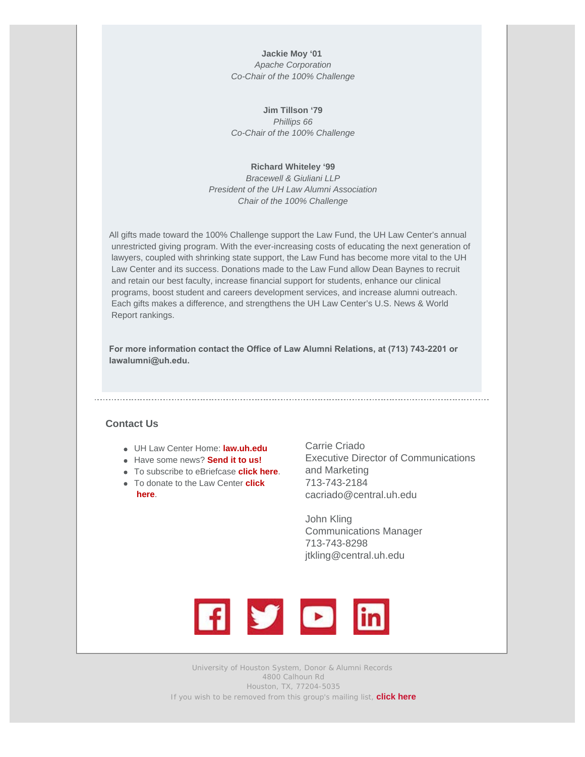**Jackie Moy '01**
*Apache Corporation*
*Co-Chair of the 100% Challenge*

**Jim Tillson '79**
*Phillips 66*
*Co-Chair of the 100% Challenge*

**Richard Whiteley '99**
*Bracewell & Giuliani LLP*
*President of the UH Law Alumni Association*
*Chair of the 100% Challenge*

All gifts made toward the 100% Challenge support the Law Fund, the UH Law Center's annual unrestricted giving program. With the ever-increasing costs of educating the next generation of lawyers, coupled with shrinking state support, the Law Fund has become more vital to the UH Law Center and its success. Donations made to the Law Fund allow Dean Baynes to recruit and retain our best faculty, increase financial support for students, enhance our clinical programs, boost student and careers development services, and increase alumni outreach. Each gifts makes a difference, and strengthens the UH Law Center's U.S. News & World Report rankings.

**For more information contact the Office of Law Alumni Relations, at (713) 743-2201 or lawalumni@uh.edu.**

---

## Contact Us

- UH Law Center Home: **law.uh.edu**
- Have some news? **Send it to us!**
- To subscribe to eBriefcase **click here**.
- To donate to the Law Center **click here**.

Carrie Criado
Executive Director of Communications and Marketing
713-743-2184
cacriado@central.uh.edu

John Kling
Communications Manager
713-743-8298
jtkling@central.uh.edu

University of Houston System, Donor & Alumni Records
4800 Calhoun Rd
Houston, TX, 77204-5035
If you wish to be removed from this group's mailing list, **click here**